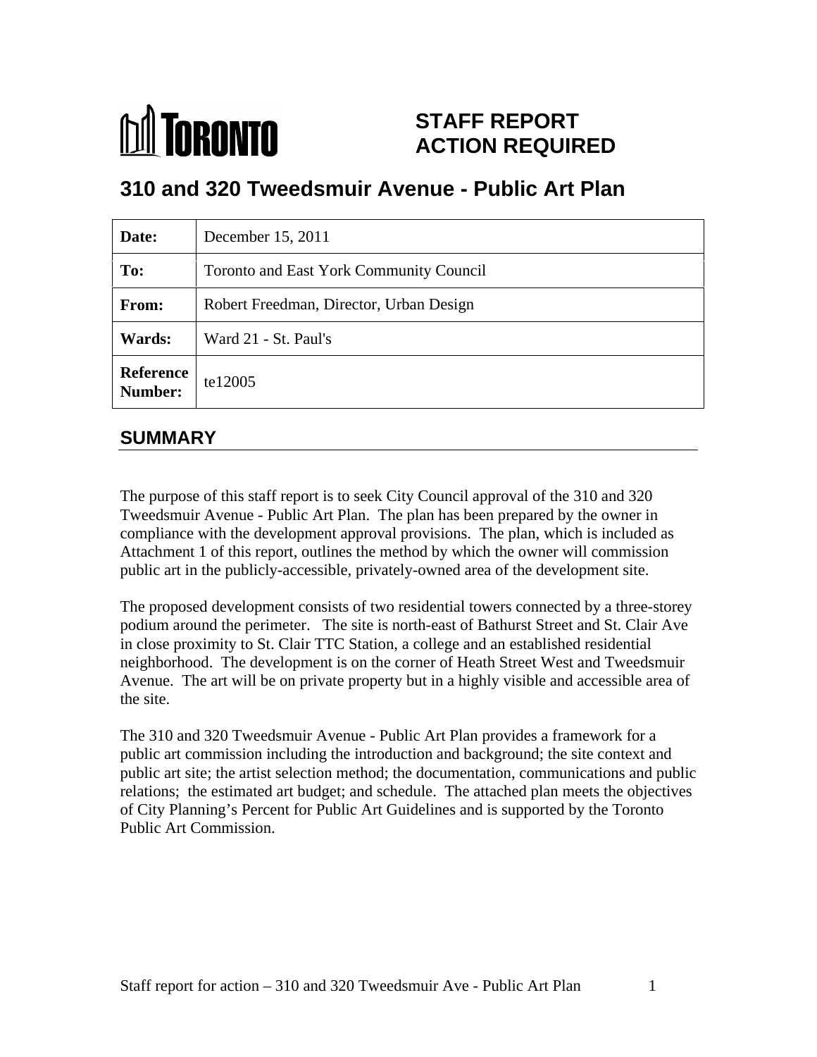TORONTO

**STAFF REPORT**
**ACTION REQUIRED**

# 310 and 320 Tweedsmuir Avenue - Public Art Plan

| | |
|---|---|
| **Date:** | December 15, 2011 |
| **To:** | Toronto and East York Community Council |
| **From:** | Robert Freedman, Director, Urban Design |
| **Wards:** | Ward 21 - St. Paul's |
| **Reference Number:** | te12005 |

## SUMMARY

The purpose of this staff report is to seek City Council approval of the 310 and 320 Tweedsmuir Avenue - Public Art Plan. The plan has been prepared by the owner in compliance with the development approval provisions. The plan, which is included as Attachment 1 of this report, outlines the method by which the owner will commission public art in the publicly-accessible, privately-owned area of the development site.

The proposed development consists of two residential towers connected by a three-storey podium around the perimeter. The site is north-east of Bathurst Street and St. Clair Ave in close proximity to St. Clair TTC Station, a college and an established residential neighborhood. The development is on the corner of Heath Street West and Tweedsmuir Avenue. The art will be on private property but in a highly visible and accessible area of the site.

The 310 and 320 Tweedsmuir Avenue - Public Art Plan provides a framework for a public art commission including the introduction and background; the site context and public art site; the artist selection method; the documentation, communications and public relations; the estimated art budget; and schedule. The attached plan meets the objectives of City Planning's Percent for Public Art Guidelines and is supported by the Toronto Public Art Commission.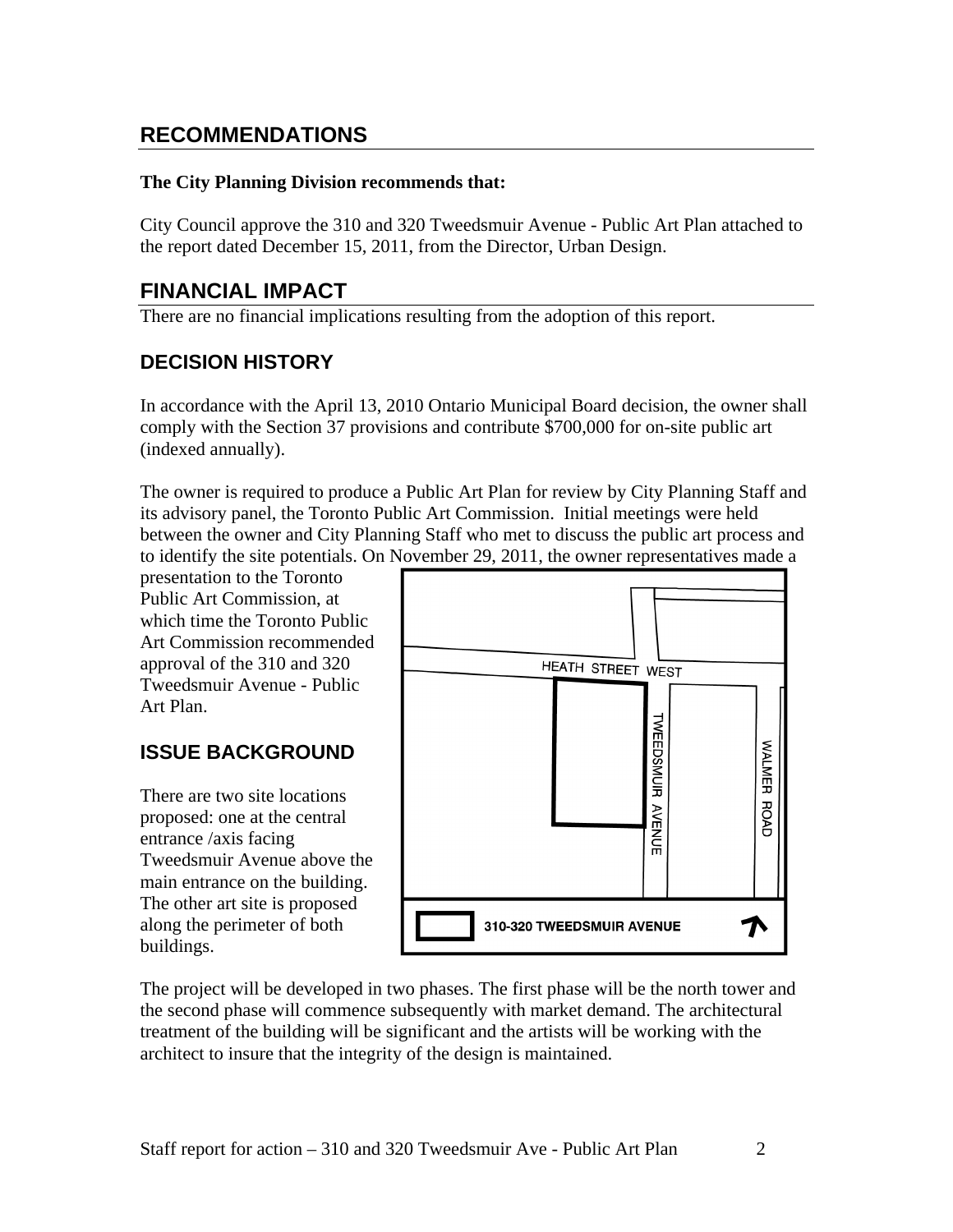## RECOMMENDATIONS

**The City Planning Division recommends that:**

City Council approve the 310 and 320 Tweedsmuir Avenue - Public Art Plan attached to the report dated December 15, 2011, from the Director, Urban Design.

## FINANCIAL IMPACT

There are no financial implications resulting from the adoption of this report.

## DECISION HISTORY

In accordance with the April 13, 2010 Ontario Municipal Board decision, the owner shall comply with the Section 37 provisions and contribute $700,000 for on-site public art (indexed annually).

The owner is required to produce a Public Art Plan for review by City Planning Staff and its advisory panel, the Toronto Public Art Commission. Initial meetings were held between the owner and City Planning Staff who met to discuss the public art process and to identify the site potentials. On November 29, 2011, the owner representatives made a presentation to the Toronto Public Art Commission, at which time the Toronto Public Art Commission recommended approval of the 310 and 320 Tweedsmuir Avenue - Public Art Plan.

## ISSUE BACKGROUND

There are two site locations proposed: one at the central entrance /axis facing Tweedsmuir Avenue above the main entrance on the building. The other art site is proposed along the perimeter of both buildings.

HEATH STREET WEST

TWEEDSMUIR AVENUE

WALMER ROAD

310-320 TWEEDSMUIR AVENUE

The project will be developed in two phases. The first phase will be the north tower and the second phase will commence subsequently with market demand. The architectural treatment of the building will be significant and the artists will be working with the architect to insure that the integrity of the design is maintained.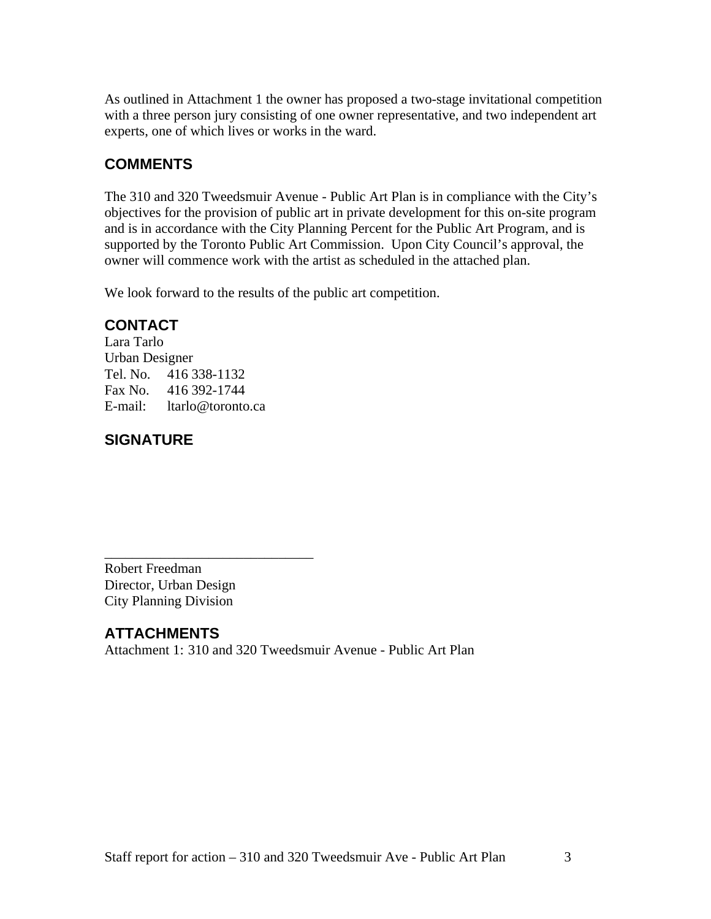As outlined in Attachment 1 the owner has proposed a two-stage invitational competition with a three person jury consisting of one owner representative, and two independent art experts, one of which lives or works in the ward.

## COMMENTS

The 310 and 320 Tweedsmuir Avenue - Public Art Plan is in compliance with the City's objectives for the provision of public art in private development for this on-site program and is in accordance with the City Planning Percent for the Public Art Program, and is supported by the Toronto Public Art Commission. Upon City Council's approval, the owner will commence work with the artist as scheduled in the attached plan.

We look forward to the results of the public art competition.

## CONTACT

Lara Tarlo
Urban Designer
Tel. No. 416 338-1132
Fax No. 416 392-1744
E-mail: ltarlo@toronto.ca

## SIGNATURE

_______________________________

Robert Freedman
Director, Urban Design
City Planning Division

## ATTACHMENTS

Attachment 1: 310 and 320 Tweedsmuir Avenue - Public Art Plan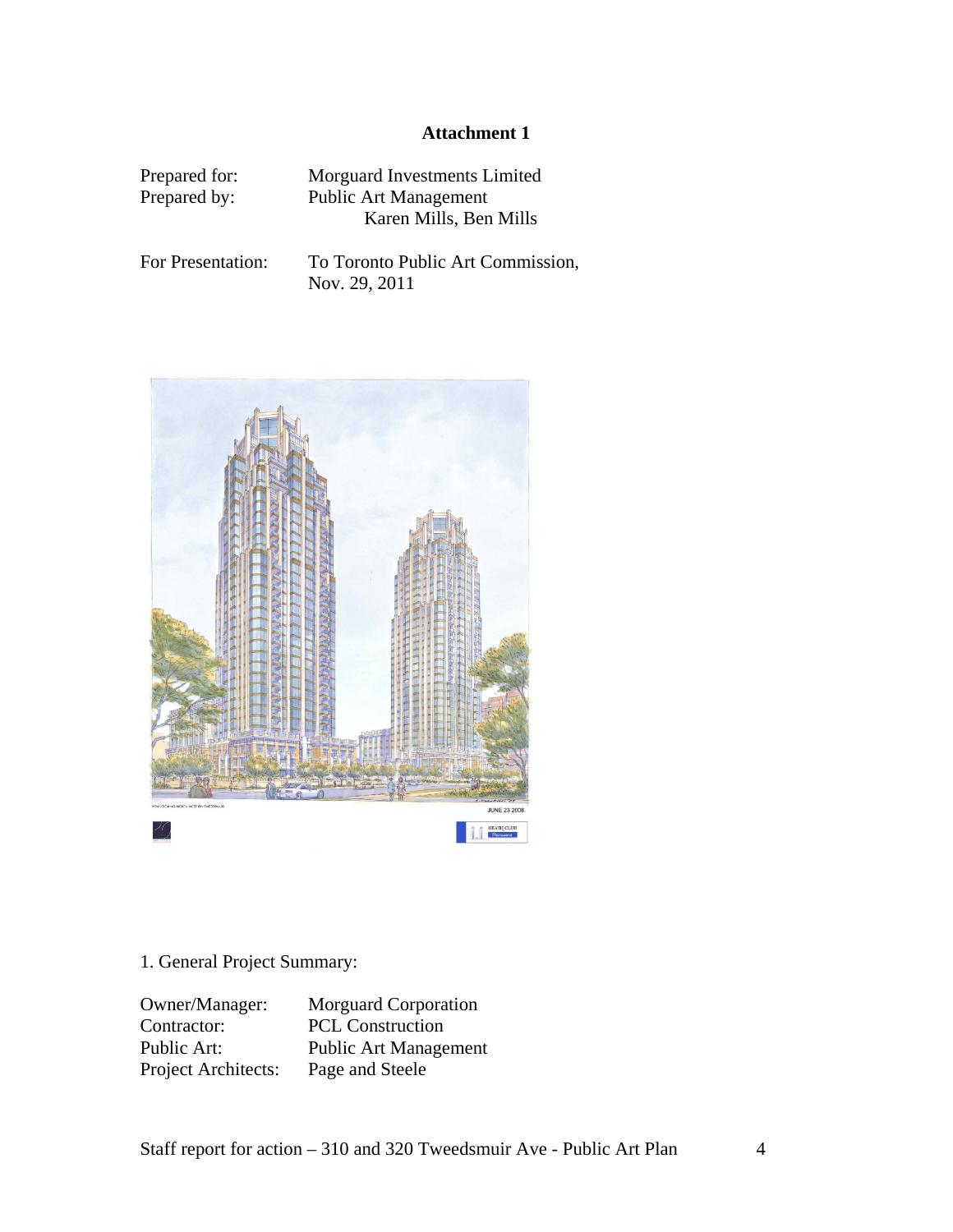# Attachment 1

| | |
|---|---|
| Prepared for: | Morguard Investments Limited |
| Prepared by: | Public Art Management<br>Karen Mills, Ben Mills |
| For Presentation: | To Toronto Public Art Commission, Nov. 29, 2011 |

1. General Project Summary:

| | |
|---|---|
| Owner/Manager: | Morguard Corporation |
| Contractor: | PCL Construction |
| Public Art: | Public Art Management |
| Project Architects: | Page and Steele |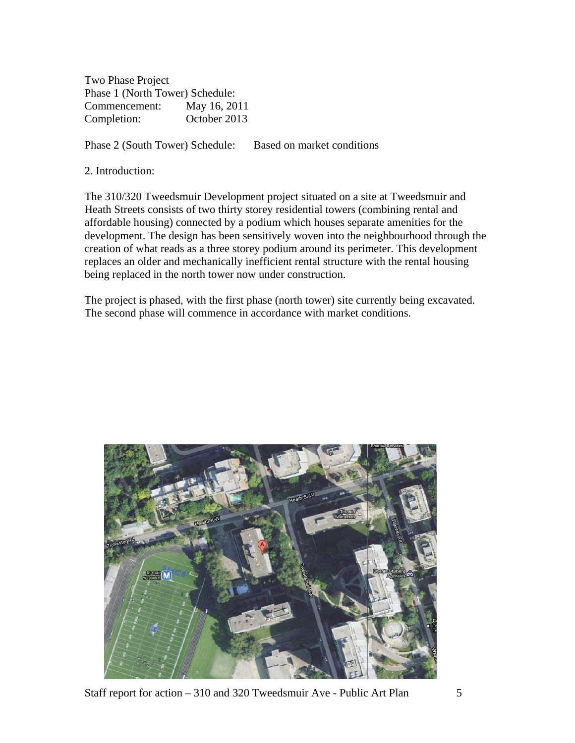Two Phase Project

Phase 1 (North Tower) Schedule:

| | |
|---|---|
| Commencement: | May 16, 2011 |
| Completion: | October 2013 |

Phase 2 (South Tower) Schedule: Based on market conditions

## 2. Introduction:

The 310/320 Tweedsmuir Development project situated on a site at Tweedsmuir and Heath Streets consists of two thirty storey residential towers (combining rental and affordable housing) connected by a podium which houses separate amenities for the development. The design has been sensitively woven into the neighbourhood through the creation of what reads as a three storey podium around its perimeter. This development replaces an older and mechanically inefficient rental structure with the rental housing being replaced in the north tower now under construction.

The project is phased, with the first phase (north tower) site currently being excavated. The second phase will commence in accordance with market conditions.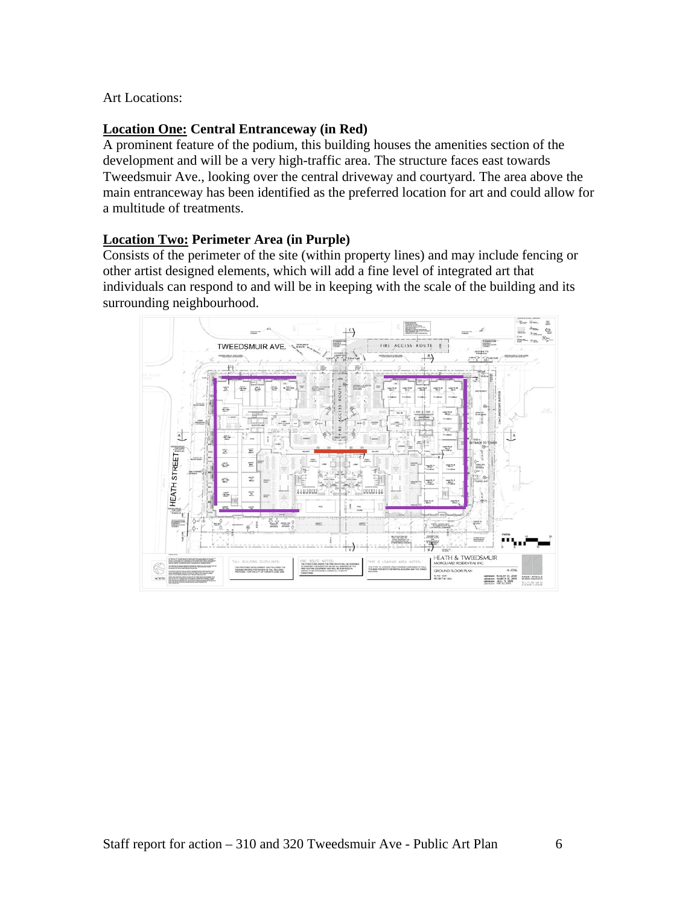Art Locations:

**Location One: Central Entranceway (in Red)**

A prominent feature of the podium, this building houses the amenities section of the development and will be a very high-traffic area. The structure faces east towards Tweedsmuir Ave., looking over the central driveway and courtyard. The area above the main entranceway has been identified as the preferred location for art and could allow for a multitude of treatments.

**Location Two: Perimeter Area (in Purple)**

Consists of the perimeter of the site (within property lines) and may include fencing or other artist designed elements, which will add a fine level of integrated art that individuals can respond to and will be in keeping with the scale of the building and its surrounding neighbourhood.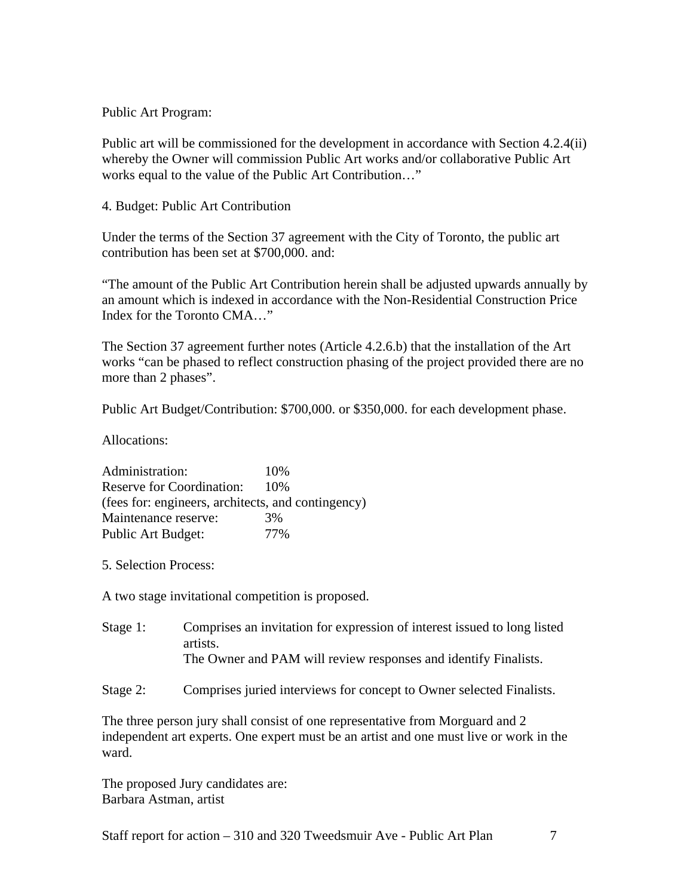Public Art Program:

Public art will be commissioned for the development in accordance with Section 4.2.4(ii) whereby the Owner will commission Public Art works and/or collaborative Public Art works equal to the value of the Public Art Contribution…"

4. Budget: Public Art Contribution

Under the terms of the Section 37 agreement with the City of Toronto, the public art contribution has been set at $700,000. and:

"The amount of the Public Art Contribution herein shall be adjusted upwards annually by an amount which is indexed in accordance with the Non-Residential Construction Price Index for the Toronto CMA…"

The Section 37 agreement further notes (Article 4.2.6.b) that the installation of the Art works "can be phased to reflect construction phasing of the project provided there are no more than 2 phases".

Public Art Budget/Contribution: $700,000. or $350,000. for each development phase.

Allocations:

| | |
|---|---|
| Administration: | 10% |
| Reserve for Coordination: | 10% |
| (fees for: engineers, architects, and contingency) | |
| Maintenance reserve: | 3% |
| Public Art Budget: | 77% |

5. Selection Process:

A two stage invitational competition is proposed.

Stage 1: Comprises an invitation for expression of interest issued to long listed artists.
The Owner and PAM will review responses and identify Finalists.

Stage 2: Comprises juried interviews for concept to Owner selected Finalists.

The three person jury shall consist of one representative from Morguard and 2 independent art experts. One expert must be an artist and one must live or work in the ward.

The proposed Jury candidates are:
Barbara Astman, artist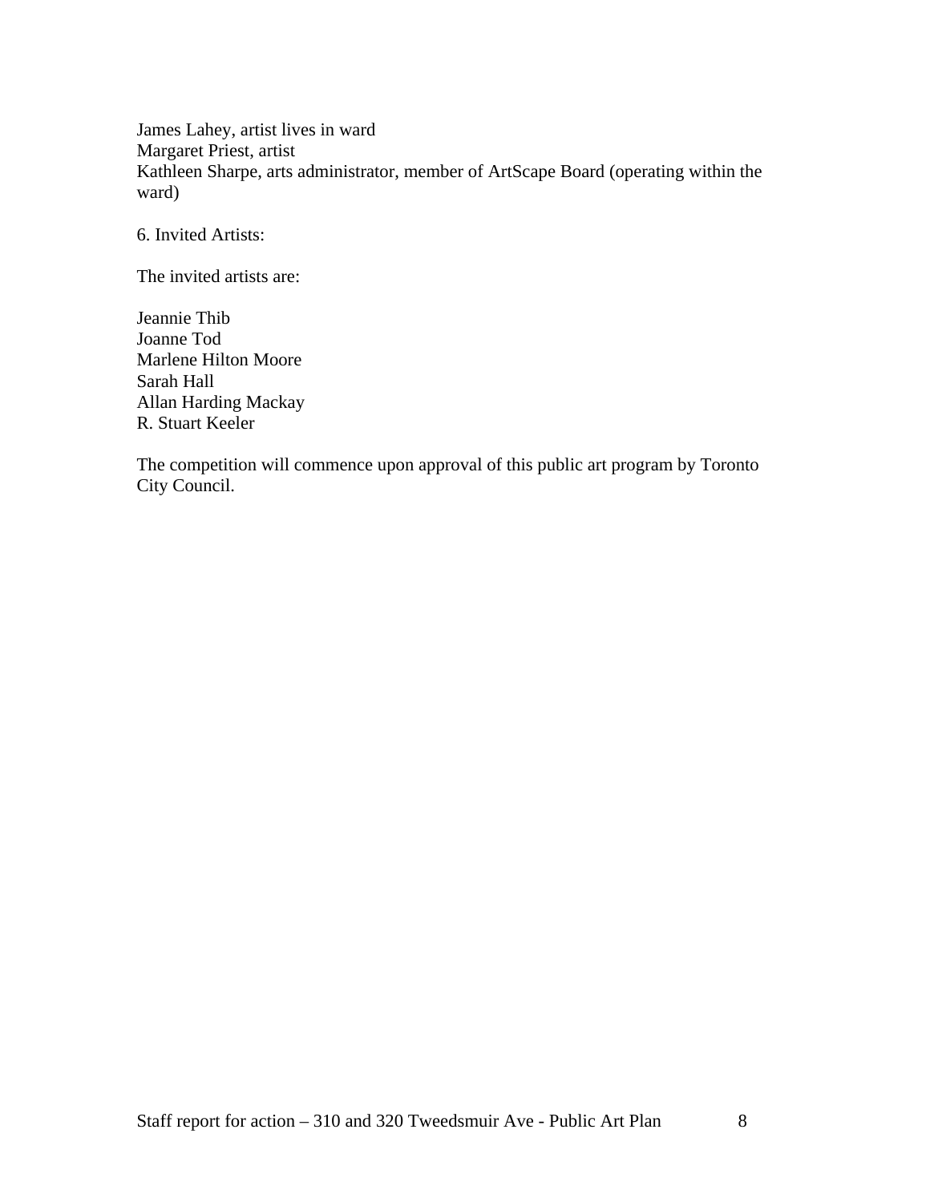James Lahey, artist lives in ward
Margaret Priest, artist
Kathleen Sharpe, arts administrator, member of ArtScape Board (operating within the ward)

6. Invited Artists:

The invited artists are:

Jeannie Thib
Joanne Tod
Marlene Hilton Moore
Sarah Hall
Allan Harding Mackay
R. Stuart Keeler

The competition will commence upon approval of this public art program by Toronto City Council.